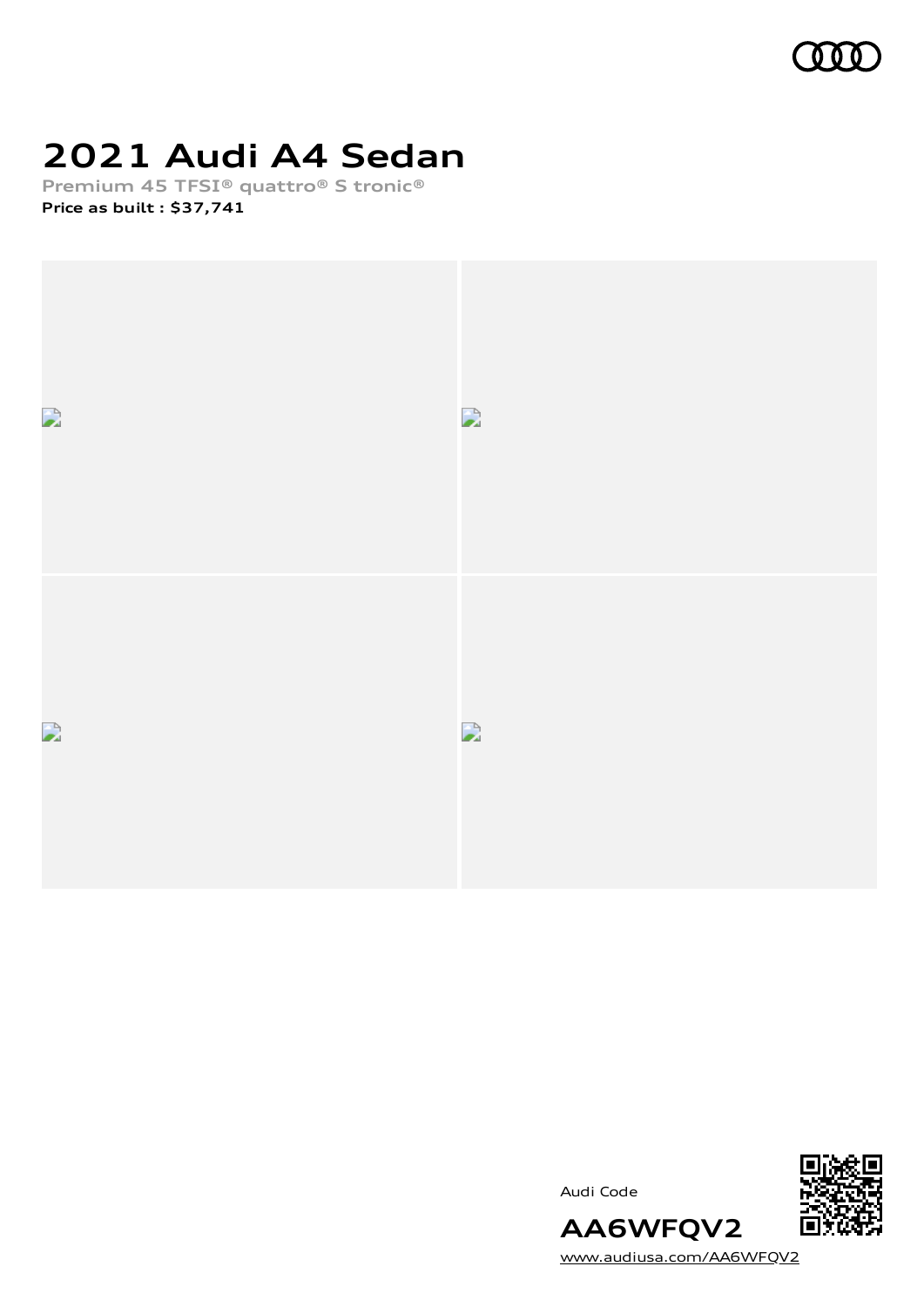# 2021 Audi A4 Sedan

**Premium 45 TFSI® quattro® S tronic®**

**Price as built : $37,741**

Audi Code

**AA6WFQV2**

www.audiusa.com/AA6WFQV2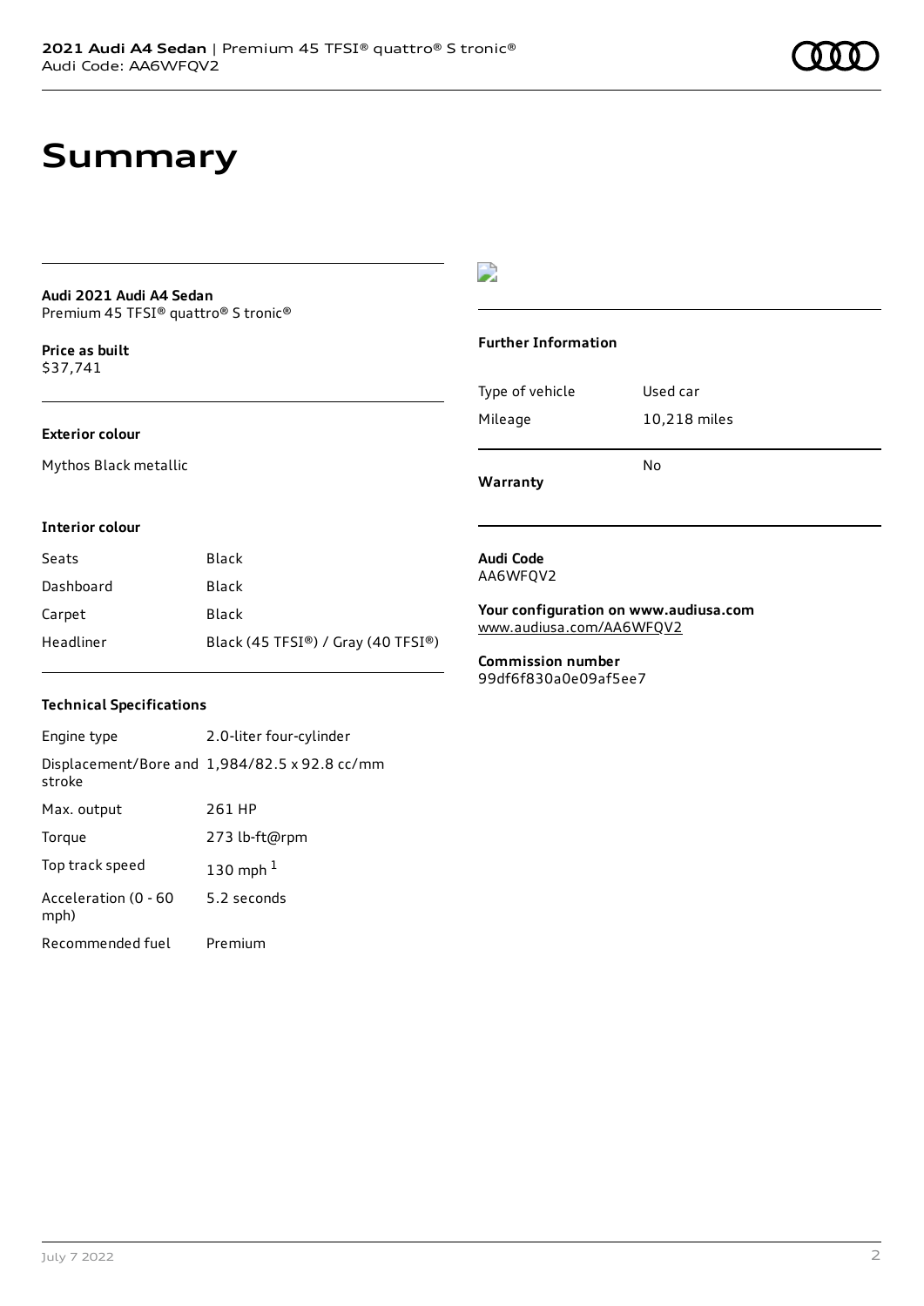# Summary

**Audi 2021 Audi A4 Sedan**
Premium 45 TFSI® quattro® S tronic®

**Price as built**
$37,741

**Exterior colour**

Mythos Black metallic

**Interior colour**

| Seats | Black |
|---|---|
| Dashboard | Black |
| Carpet | Black |
| Headliner | Black (45 TFSI®) / Gray (40 TFSI®) |

**Technical Specifications**

| Engine type | 2.0-liter four-cylinder |
|---|---|
| Displacement/Bore and stroke | 1,984/82.5 x 92.8 cc/mm |
| Max. output | 261 HP |
| Torque | 273 lb-ft@rpm |
| Top track speed | 130 mph [1] |
| Acceleration (0 - 60 mph) | 5.2 seconds |
| Recommended fuel | Premium |

**Further Information**

| Type of vehicle | Used car |
|---|---|
| Mileage | 10,218 miles |
| **Warranty** | No |

**Audi Code**
AA6WFQV2

**Your configuration on www.audiusa.com**
www.audiusa.com/AA6WFQV2

**Commission number**
99df6f830a0e09af5ee7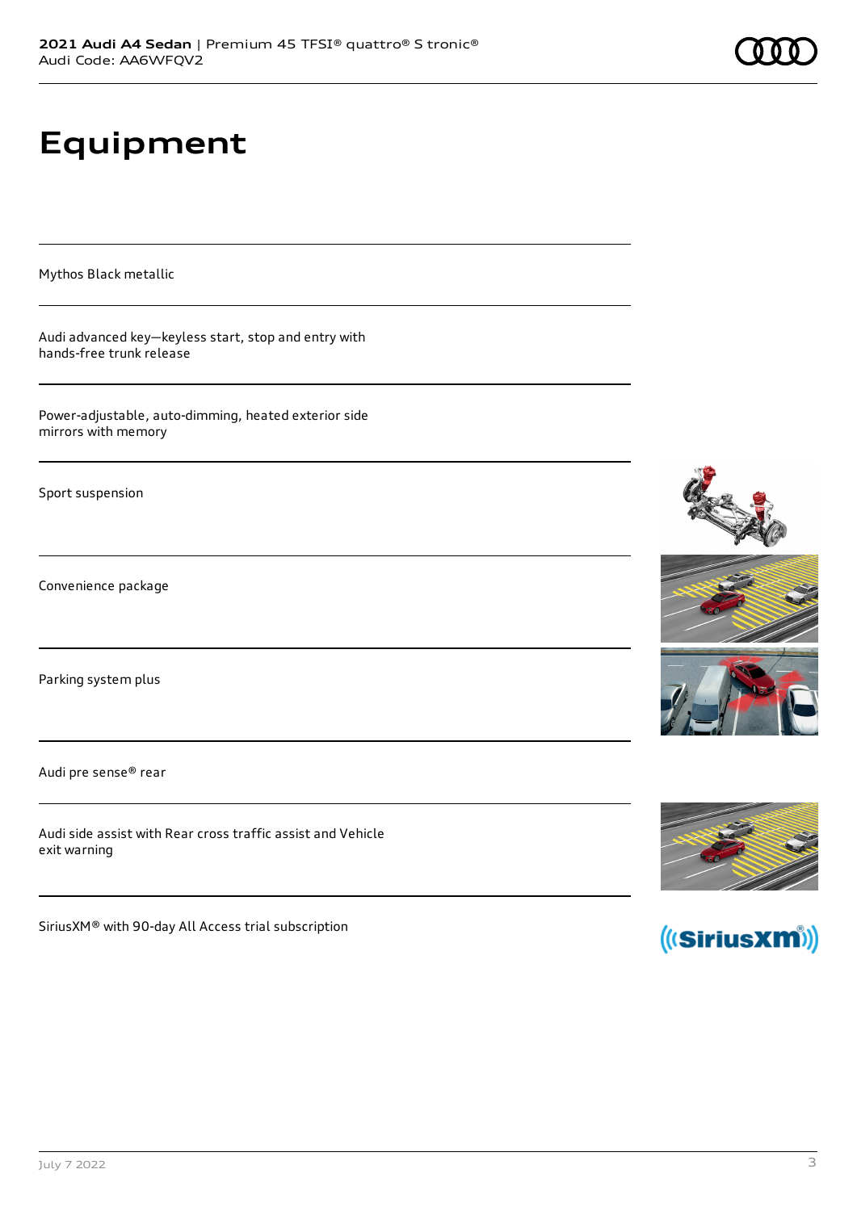# Equipment

Mythos Black metallic

Audi advanced key—keyless start, stop and entry with hands-free trunk release

Power-adjustable, auto-dimming, heated exterior side mirrors with memory

Sport suspension

Convenience package

Parking system plus

Audi pre sense® rear

Audi side assist with Rear cross traffic assist and Vehicle exit warning

SiriusXM® with 90-day All Access trial subscription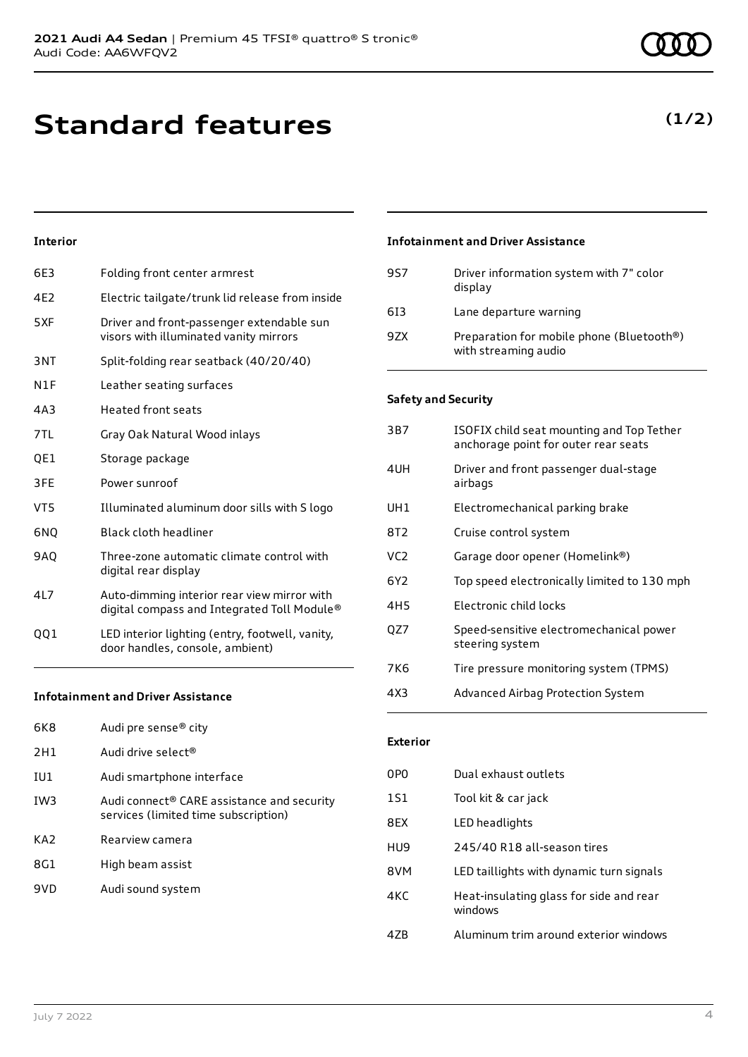# Standard features

**(1/2)**

#### Interior

| | |
|---|---|
| 6E3 | Folding front center armrest |
| 4E2 | Electric tailgate/trunk lid release from inside |
| 5XF | Driver and front-passenger extendable sun visors with illuminated vanity mirrors |
| 3NT | Split-folding rear seatback (40/20/40) |
| N1F | Leather seating surfaces |
| 4A3 | Heated front seats |
| 7TL | Gray Oak Natural Wood inlays |
| QE1 | Storage package |
| 3FE | Power sunroof |
| VT5 | Illuminated aluminum door sills with S logo |
| 6NQ | Black cloth headliner |
| 9AQ | Three-zone automatic climate control with digital rear display |
| 4L7 | Auto-dimming interior rear view mirror with digital compass and Integrated Toll Module® |
| QQ1 | LED interior lighting (entry, footwell, vanity, door handles, console, ambient) |

#### Infotainment and Driver Assistance

| | |
|---|---|
| 6K8 | Audi pre sense® city |
| 2H1 | Audi drive select® |
| IU1 | Audi smartphone interface |
| IW3 | Audi connect® CARE assistance and security services (limited time subscription) |
| KA2 | Rearview camera |
| 8G1 | High beam assist |
| 9VD | Audi sound system |
| 9S7 | Driver information system with 7" color display |
| 6I3 | Lane departure warning |
| 9ZX | Preparation for mobile phone (Bluetooth®) with streaming audio |

#### Safety and Security

| | |
|---|---|
| 3B7 | ISOFIX child seat mounting and Top Tether anchorage point for outer rear seats |
| 4UH | Driver and front passenger dual-stage airbags |
| UH1 | Electromechanical parking brake |
| 8T2 | Cruise control system |
| VC2 | Garage door opener (Homelink®) |
| 6Y2 | Top speed electronically limited to 130 mph |
| 4H5 | Electronic child locks |
| QZ7 | Speed-sensitive electromechanical power steering system |
| 7K6 | Tire pressure monitoring system (TPMS) |
| 4X3 | Advanced Airbag Protection System |

#### Exterior

| | |
|---|---|
| 0P0 | Dual exhaust outlets |
| 1S1 | Tool kit & car jack |
| 8EX | LED headlights |
| HU9 | 245/40 R18 all-season tires |
| 8VM | LED taillights with dynamic turn signals |
| 4KC | Heat-insulating glass for side and rear windows |
| 4ZB | Aluminum trim around exterior windows |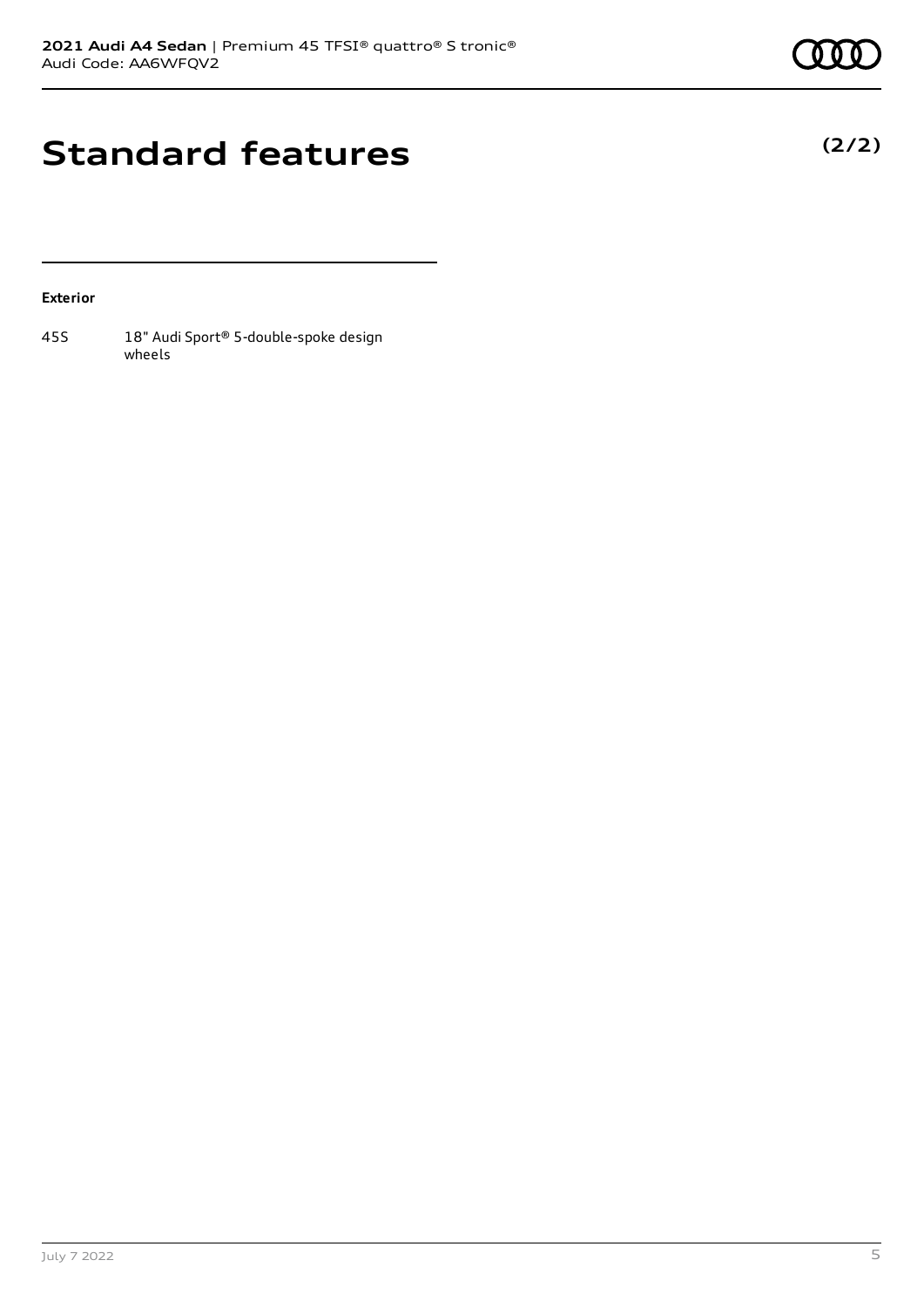# Standard features

**(2/2)**

**Exterior**

| | |
|---|---|
| 45S | 18" Audi Sport® 5-double-spoke design wheels |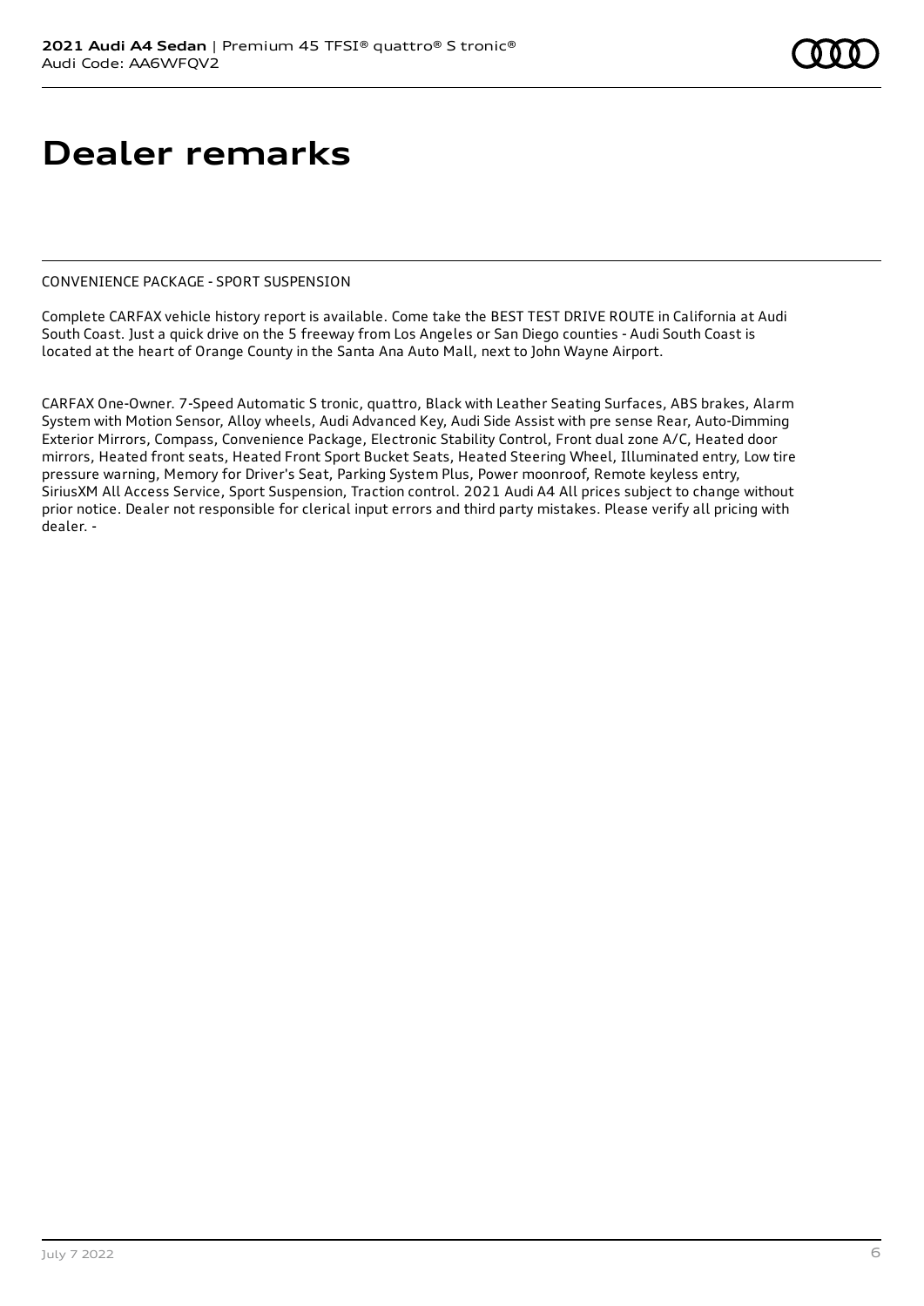# Dealer remarks

CONVENIENCE PACKAGE - SPORT SUSPENSION

Complete CARFAX vehicle history report is available. Come take the BEST TEST DRIVE ROUTE in California at Audi South Coast. Just a quick drive on the 5 freeway from Los Angeles or San Diego counties - Audi South Coast is located at the heart of Orange County in the Santa Ana Auto Mall, next to John Wayne Airport.

CARFAX One-Owner. 7-Speed Automatic S tronic, quattro, Black with Leather Seating Surfaces, ABS brakes, Alarm System with Motion Sensor, Alloy wheels, Audi Advanced Key, Audi Side Assist with pre sense Rear, Auto-Dimming Exterior Mirrors, Compass, Convenience Package, Electronic Stability Control, Front dual zone A/C, Heated door mirrors, Heated front seats, Heated Front Sport Bucket Seats, Heated Steering Wheel, Illuminated entry, Low tire pressure warning, Memory for Driver's Seat, Parking System Plus, Power moonroof, Remote keyless entry, SiriusXM All Access Service, Sport Suspension, Traction control. 2021 Audi A4 All prices subject to change without prior notice. Dealer not responsible for clerical input errors and third party mistakes. Please verify all pricing with dealer. -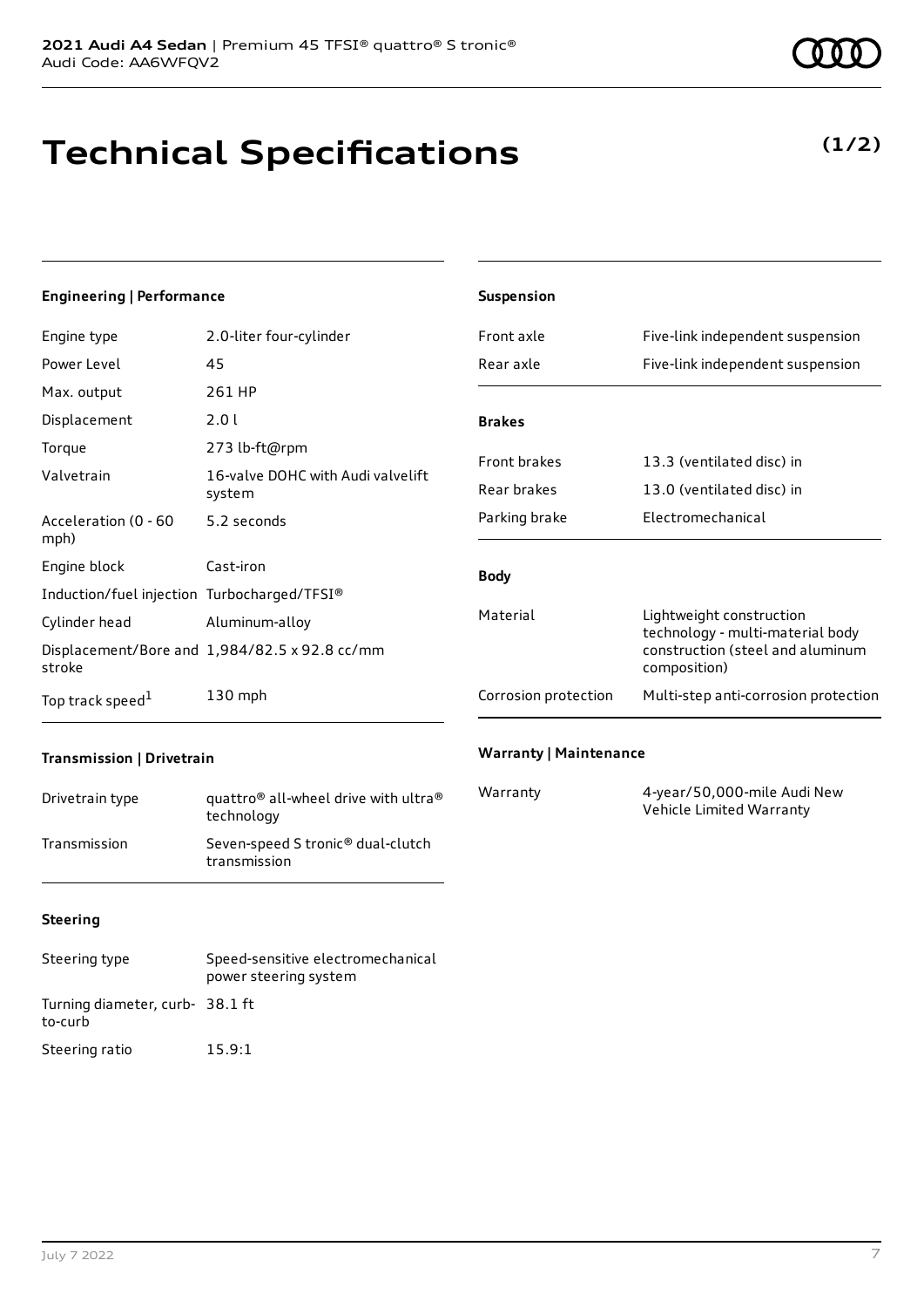# Technical Specifications

**(1/2)**

## Engineering | Performance

| | |
|---|---|
| Engine type | 2.0-liter four-cylinder |
| Power Level | 45 |
| Max. output | 261 HP |
| Displacement | 2.0 l |
| Torque | 273 lb-ft@rpm |
| Valvetrain | 16-valve DOHC with Audi valvelift system |
| Acceleration (0 - 60 mph) | 5.2 seconds |
| Engine block | Cast-iron |
| Induction/fuel injection | Turbocharged/TFSI® |
| Cylinder head | Aluminum-alloy |
| Displacement/Bore and stroke | 1,984/82.5 x 92.8 cc/mm |
| Top track speed[1] | 130 mph |

## Transmission | Drivetrain

| | |
|---|---|
| Drivetrain type | quattro® all-wheel drive with ultra® technology |
| Transmission | Seven-speed S tronic® dual-clutch transmission |

## Steering

| | |
|---|---|
| Steering type | Speed-sensitive electromechanical power steering system |
| Turning diameter, curb-to-curb | 38.1 ft |
| Steering ratio | 15.9:1 |

## Suspension

| | |
|---|---|
| Front axle | Five-link independent suspension |
| Rear axle | Five-link independent suspension |

## Brakes

| | |
|---|---|
| Front brakes | 13.3 (ventilated disc) in |
| Rear brakes | 13.0 (ventilated disc) in |
| Parking brake | Electromechanical |

## Body

| | |
|---|---|
| Material | Lightweight construction technology - multi-material body construction (steel and aluminum composition) |
| Corrosion protection | Multi-step anti-corrosion protection |

## Warranty | Maintenance

| | |
|---|---|
| Warranty | 4-year/50,000-mile Audi New Vehicle Limited Warranty |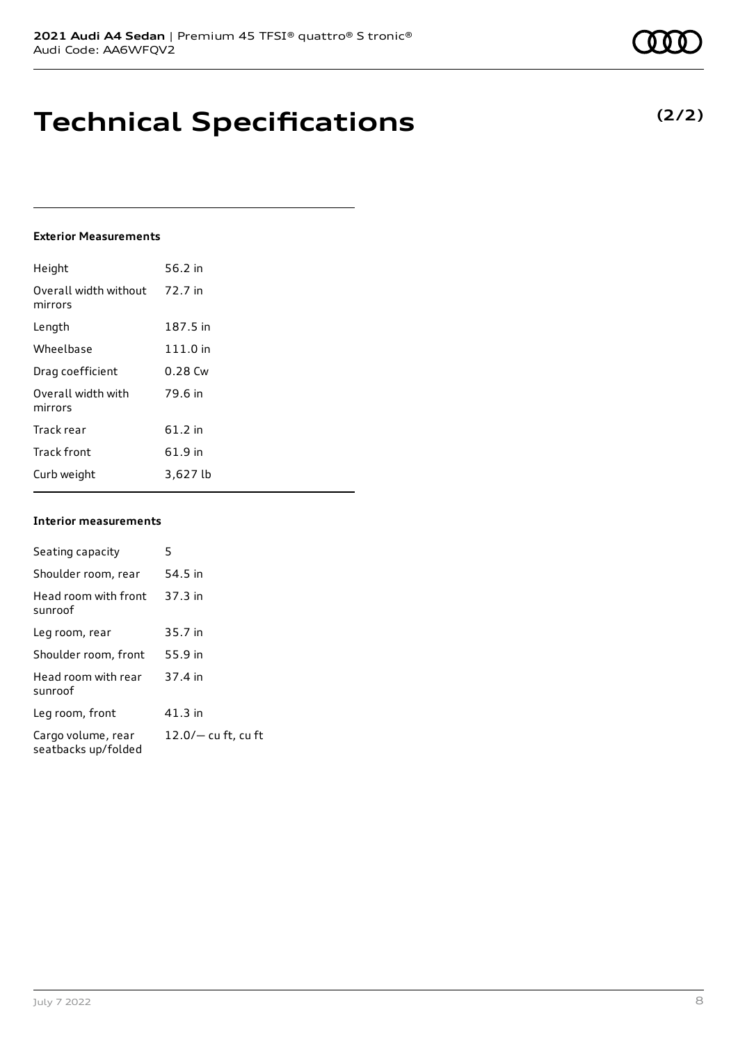# Technical Specifications

**(2/2)**

### Exterior Measurements

| | |
|---|---|
| Height | 56.2 in |
| Overall width without mirrors | 72.7 in |
| Length | 187.5 in |
| Wheelbase | 111.0 in |
| Drag coefficient | 0.28 Cw |
| Overall width with mirrors | 79.6 in |
| Track rear | 61.2 in |
| Track front | 61.9 in |
| Curb weight | 3,627 lb |

### Interior measurements

| | |
|---|---|
| Seating capacity | 5 |
| Shoulder room, rear | 54.5 in |
| Head room with front sunroof | 37.3 in |
| Leg room, rear | 35.7 in |
| Shoulder room, front | 55.9 in |
| Head room with rear sunroof | 37.4 in |
| Leg room, front | 41.3 in |
| Cargo volume, rear seatbacks up/folded | 12.0/— cu ft, cu ft |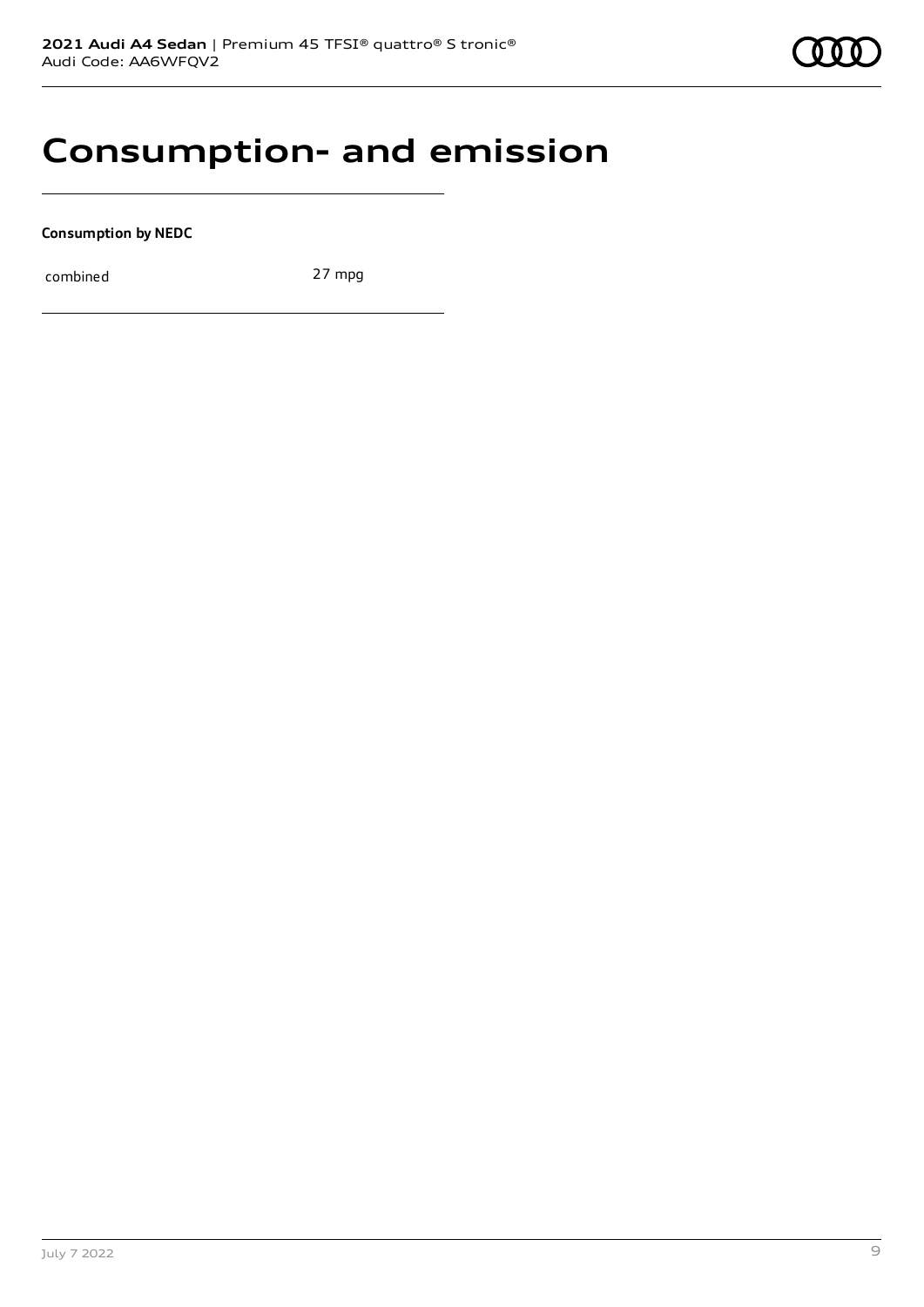# Consumption- and emission

**Consumption by NEDC**

| combined | 27 mpg |
|---|---|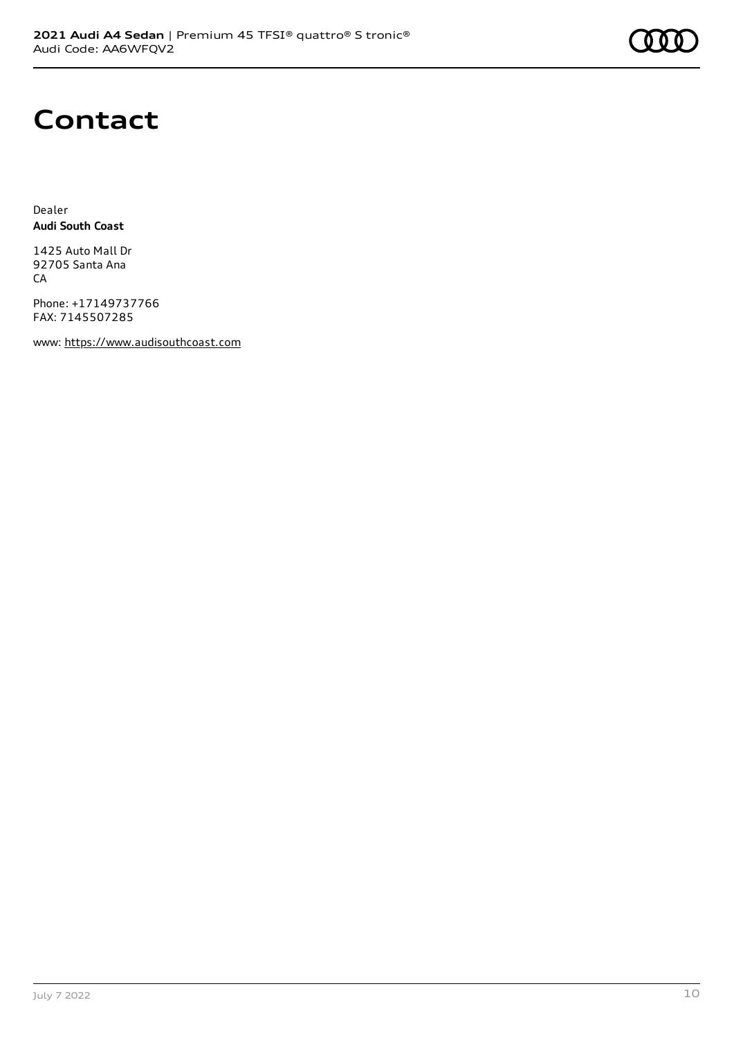# Contact

Dealer
**Audi South Coast**

1425 Auto Mall Dr
92705 Santa Ana
CA

Phone: +17149737766
FAX: 7145507285

www: https://www.audisouthcoast.com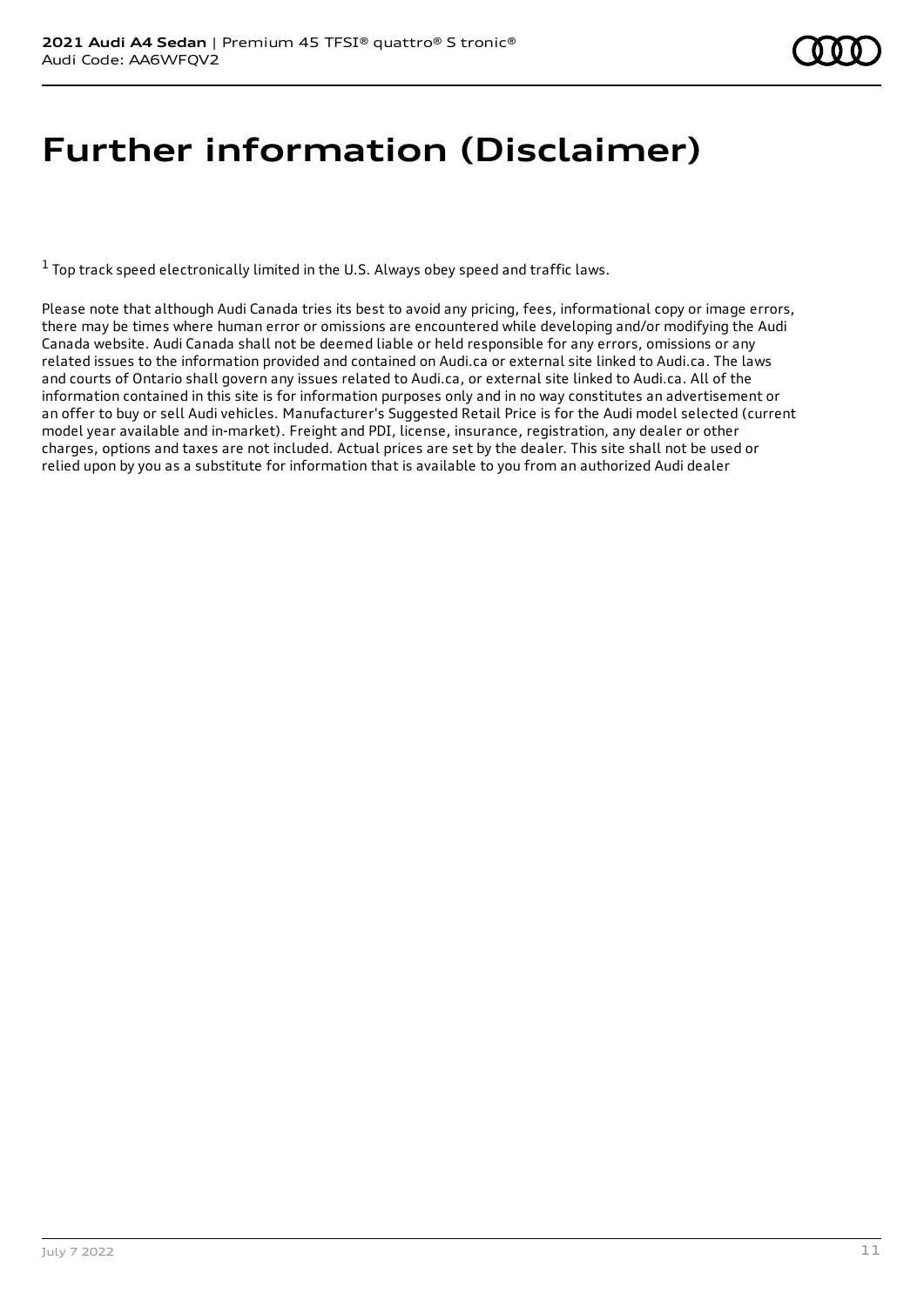# Further information (Disclaimer)

[1] Top track speed electronically limited in the U.S. Always obey speed and traffic laws.

Please note that although Audi Canada tries its best to avoid any pricing, fees, informational copy or image errors, there may be times where human error or omissions are encountered while developing and/or modifying the Audi Canada website. Audi Canada shall not be deemed liable or held responsible for any errors, omissions or any related issues to the information provided and contained on Audi.ca or external site linked to Audi.ca. The laws and courts of Ontario shall govern any issues related to Audi.ca, or external site linked to Audi.ca. All of the information contained in this site is for information purposes only and in no way constitutes an advertisement or an offer to buy or sell Audi vehicles. Manufacturer's Suggested Retail Price is for the Audi model selected (current model year available and in-market). Freight and PDI, license, insurance, registration, any dealer or other charges, options and taxes are not included. Actual prices are set by the dealer. This site shall not be used or relied upon by you as a substitute for information that is available to you from an authorized Audi dealer